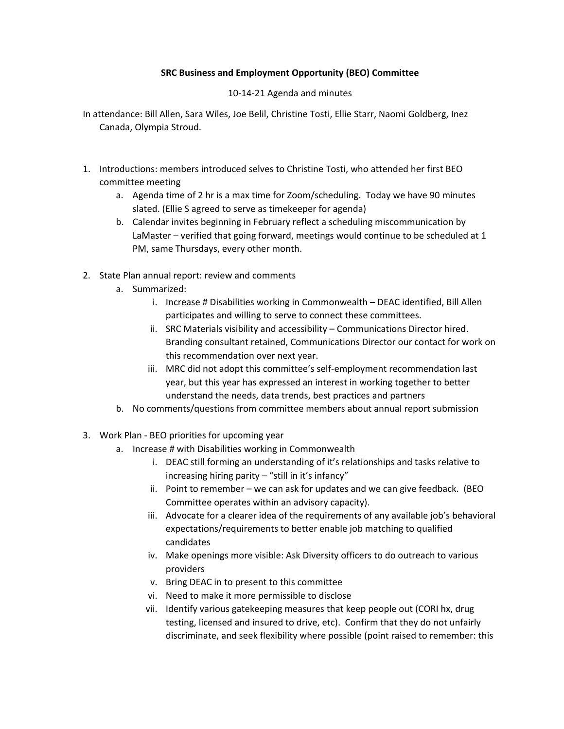**SRC Business and Employment Opportunity (BEO) Committee**

10-14-21 Agenda and minutes

In attendance: Bill Allen, Sara Wiles, Joe Belil, Christine Tosti, Ellie Starr, Naomi Goldberg, Inez Canada, Olympia Stroud.

1. Introductions: members introduced selves to Christine Tosti, who attended her first BEO committee meeting
   a. Agenda time of 2 hr is a max time for Zoom/scheduling. Today we have 90 minutes slated. (Ellie S agreed to serve as timekeeper for agenda)
   b. Calendar invites beginning in February reflect a scheduling miscommunication by LaMaster – verified that going forward, meetings would continue to be scheduled at 1 PM, same Thursdays, every other month.

2. State Plan annual report: review and comments
   a. Summarized:
      i. Increase # Disabilities working in Commonwealth – DEAC identified, Bill Allen participates and willing to serve to connect these committees.
      ii. SRC Materials visibility and accessibility – Communications Director hired. Branding consultant retained, Communications Director our contact for work on this recommendation over next year.
      iii. MRC did not adopt this committee's self-employment recommendation last year, but this year has expressed an interest in working together to better understand the needs, data trends, best practices and partners
   b. No comments/questions from committee members about annual report submission

3. Work Plan - BEO priorities for upcoming year
   a. Increase # with Disabilities working in Commonwealth
      i. DEAC still forming an understanding of it's relationships and tasks relative to increasing hiring parity – "still in it's infancy"
      ii. Point to remember – we can ask for updates and we can give feedback. (BEO Committee operates within an advisory capacity).
      iii. Advocate for a clearer idea of the requirements of any available job's behavioral expectations/requirements to better enable job matching to qualified candidates
      iv. Make openings more visible: Ask Diversity officers to do outreach to various providers
      v. Bring DEAC in to present to this committee
      vi. Need to make it more permissible to disclose
      vii. Identify various gatekeeping measures that keep people out (CORI hx, drug testing, licensed and insured to drive, etc). Confirm that they do not unfairly discriminate, and seek flexibility where possible (point raised to remember: this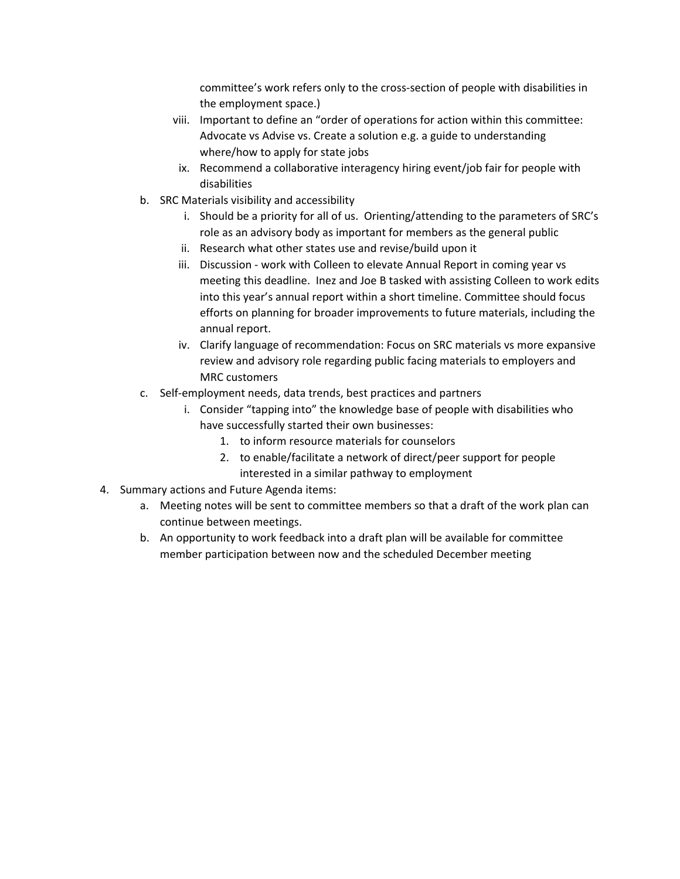committee's work refers only to the cross-section of people with disabilities in the employment space.)

viii. Important to define an "order of operations for action within this committee: Advocate vs Advise vs. Create a solution e.g. a guide to understanding where/how to apply for state jobs

ix. Recommend a collaborative interagency hiring event/job fair for people with disabilities

b. SRC Materials visibility and accessibility

i. Should be a priority for all of us. Orienting/attending to the parameters of SRC's role as an advisory body as important for members as the general public

ii. Research what other states use and revise/build upon it

iii. Discussion - work with Colleen to elevate Annual Report in coming year vs meeting this deadline. Inez and Joe B tasked with assisting Colleen to work edits into this year's annual report within a short timeline. Committee should focus efforts on planning for broader improvements to future materials, including the annual report.

iv. Clarify language of recommendation: Focus on SRC materials vs more expansive review and advisory role regarding public facing materials to employers and MRC customers

c. Self-employment needs, data trends, best practices and partners

i. Consider "tapping into" the knowledge base of people with disabilities who have successfully started their own businesses:

1. to inform resource materials for counselors
2. to enable/facilitate a network of direct/peer support for people interested in a similar pathway to employment

4. Summary actions and Future Agenda items:

a. Meeting notes will be sent to committee members so that a draft of the work plan can continue between meetings.

b. An opportunity to work feedback into a draft plan will be available for committee member participation between now and the scheduled December meeting